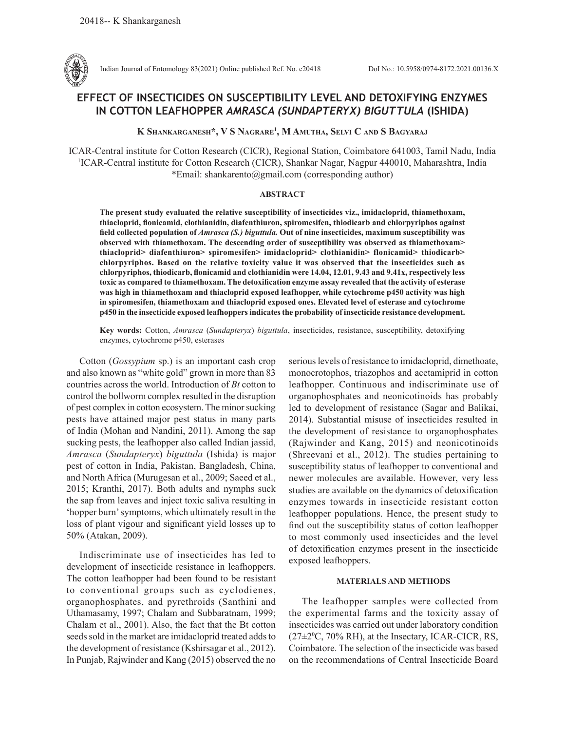# EFFECT OF INSECTICIDES ON SUSCEPTIBILITY LEVEL AND DETOXIFYING ENZYMES IN COTTON LEAFHOPPER *AMRASCA (SUNDAPTERYX) BIGUTTULA* (ISHIDA)

**K Shankarganesh*, V S Nagrare[1], M Amutha, Selvi C and S Bagyaraj**

ICAR-Central institute for Cotton Research (CICR), Regional Station, Coimbatore 641003, Tamil Nadu, India
[1]ICAR-Central institute for Cotton Research (CICR), Shankar Nagar, Nagpur 440010, Maharashtra, India
*Email: shankarento@gmail.com (corresponding author)

## ABSTRACT

**The present study evaluated the relative susceptibility of insecticides viz., imidacloprid, thiamethoxam, thiacloprid, flonicamid, clothianidin, diafenthiuron, spiromesifen, thiodicarb and chlorpyriphos against field collected population of *Amrasca (S.) biguttula.* Out of nine insecticides, maximum susceptibility was observed with thiamethoxam. The descending order of susceptibility was observed as thiamethoxam> thiacloprid> diafenthiuron> spiromesifen> imidacloprid> clothianidin> flonicamid> thiodicarb> chlorpyriphos. Based on the relative toxicity value it was observed that the insecticides such as chlorpyriphos, thiodicarb, flonicamid and clothianidin were 14.04, 12.01, 9.43 and 9.41x, respectively less toxic as compared to thiamethoxam. The detoxification enzyme assay revealed that the activity of esterase was high in thiamethoxam and thiacloprid exposed leafhopper, while cytochrome p450 activity was high in spiromesifen, thiamethoxam and thiacloprid exposed ones. Elevated level of esterase and cytochrome p450 in the insecticide exposed leafhoppers indicates the probability of insecticide resistance development.**

**Key words:** Cotton, *Amrasca* (*Sundapteryx*) *biguttula*, insecticides, resistance, susceptibility, detoxifying enzymes, cytochrome p450, esterases

Cotton (*Gossypium* sp.) is an important cash crop and also known as "white gold" grown in more than 83 countries across the world. Introduction of *Bt* cotton to control the bollworm complex resulted in the disruption of pest complex in cotton ecosystem. The minor sucking pests have attained major pest status in many parts of India (Mohan and Nandini, 2011). Among the sap sucking pests, the leafhopper also called Indian jassid, *Amrasca* (*Sundapteryx*) *biguttula* (Ishida) is major pest of cotton in India, Pakistan, Bangladesh, China, and North Africa (Murugesan et al., 2009; Saeed et al., 2015; Kranthi, 2017). Both adults and nymphs suck the sap from leaves and inject toxic saliva resulting in 'hopper burn' symptoms, which ultimately result in the loss of plant vigour and significant yield losses up to 50% (Atakan, 2009).

Indiscriminate use of insecticides has led to development of insecticide resistance in leafhoppers. The cotton leafhopper had been found to be resistant to conventional groups such as cyclodienes, organophosphates, and pyrethroids (Santhini and Uthamasamy, 1997; Chalam and Subbaratnam, 1999; Chalam et al., 2001). Also, the fact that the Bt cotton seeds sold in the market are imidacloprid treated adds to the development of resistance (Kshirsagar et al., 2012). In Punjab, Rajwinder and Kang (2015) observed the no serious levels of resistance to imidacloprid, dimethoate, monocrotophos, triazophos and acetamiprid in cotton leafhopper. Continuous and indiscriminate use of organophosphates and neonicotinoids has probably led to development of resistance (Sagar and Balikai, 2014). Substantial misuse of insecticides resulted in the development of resistance to organophosphates (Rajwinder and Kang, 2015) and neonicotinoids (Shreevani et al., 2012). The studies pertaining to susceptibility status of leafhopper to conventional and newer molecules are available. However, very less studies are available on the dynamics of detoxification enzymes towards in insecticide resistant cotton leafhopper populations. Hence, the present study to find out the susceptibility status of cotton leafhopper to most commonly used insecticides and the level of detoxification enzymes present in the insecticide exposed leafhoppers.

## MATERIALS AND METHODS

The leafhopper samples were collected from the experimental farms and the toxicity assay of insecticides was carried out under laboratory condition ($27\pm2^0$C, 70% RH), at the Insectary, ICAR-CICR, RS, Coimbatore. The selection of the insecticide was based on the recommendations of Central Insecticide Board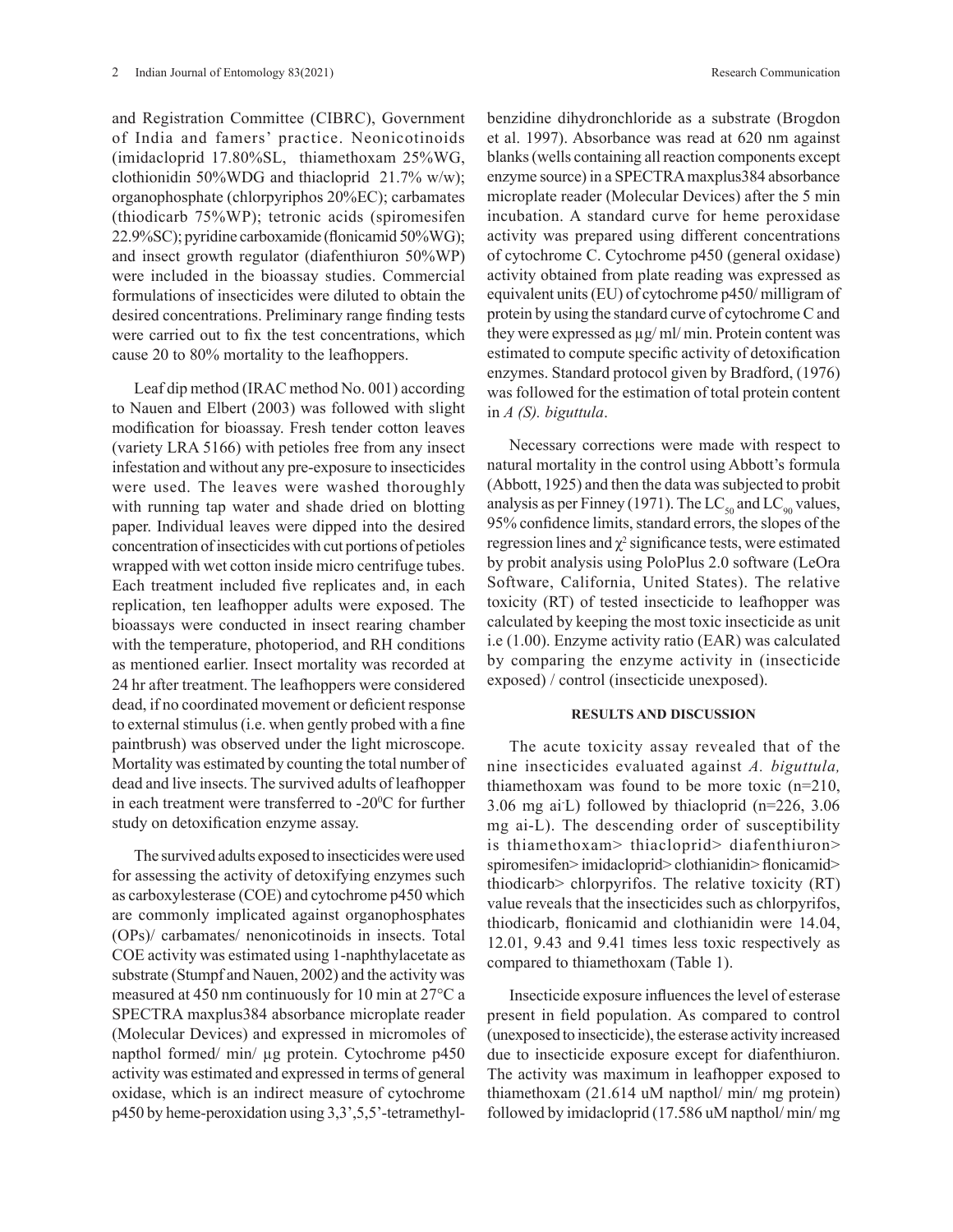and Registration Committee (CIBRC), Government of India and famers' practice. Neonicotinoids (imidacloprid 17.80%SL, thiamethoxam 25%WG, clothionidin 50%WDG and thiacloprid 21.7% w/w); organophosphate (chlorpyriphos 20%EC); carbamates (thiodicarb 75%WP); tetronic acids (spiromesifen 22.9%SC); pyridine carboxamide (flonicamid 50%WG); and insect growth regulator (diafenthiuron 50%WP) were included in the bioassay studies. Commercial formulations of insecticides were diluted to obtain the desired concentrations. Preliminary range finding tests were carried out to fix the test concentrations, which cause 20 to 80% mortality to the leafhoppers.

Leaf dip method (IRAC method No. 001) according to Nauen and Elbert (2003) was followed with slight modification for bioassay. Fresh tender cotton leaves (variety LRA 5166) with petioles free from any insect infestation and without any pre-exposure to insecticides were used. The leaves were washed thoroughly with running tap water and shade dried on blotting paper. Individual leaves were dipped into the desired concentration of insecticides with cut portions of petioles wrapped with wet cotton inside micro centrifuge tubes. Each treatment included five replicates and, in each replication, ten leafhopper adults were exposed. The bioassays were conducted in insect rearing chamber with the temperature, photoperiod, and RH conditions as mentioned earlier. Insect mortality was recorded at 24 hr after treatment. The leafhoppers were considered dead, if no coordinated movement or deficient response to external stimulus (i.e. when gently probed with a fine paintbrush) was observed under the light microscope. Mortality was estimated by counting the total number of dead and live insects. The survived adults of leafhopper in each treatment were transferred to -20$^0$C for further study on detoxification enzyme assay.

The survived adults exposed to insecticides were used for assessing the activity of detoxifying enzymes such as carboxylesterase (COE) and cytochrome p450 which are commonly implicated against organophosphates (OPs)/ carbamates/ nenonicotinoids in insects. Total COE activity was estimated using 1-naphthylacetate as substrate (Stumpf and Nauen, 2002) and the activity was measured at 450 nm continuously for 10 min at 27°C a SPECTRA maxplus384 absorbance microplate reader (Molecular Devices) and expressed in micromoles of napthol formed/ min/ µg protein. Cytochrome p450 activity was estimated and expressed in terms of general oxidase, which is an indirect measure of cytochrome p450 by heme-peroxidation using 3,3',5,5'-tetramethyl-benzidine dihydronchloride as a substrate (Brogdon et al. 1997). Absorbance was read at 620 nm against blanks (wells containing all reaction components except enzyme source) in a SPECTRA maxplus384 absorbance microplate reader (Molecular Devices) after the 5 min incubation. A standard curve for heme peroxidase activity was prepared using different concentrations of cytochrome C. Cytochrome p450 (general oxidase) activity obtained from plate reading was expressed as equivalent units (EU) of cytochrome p450/ milligram of protein by using the standard curve of cytochrome C and they were expressed as µg/ ml/ min. Protein content was estimated to compute specific activity of detoxification enzymes. Standard protocol given by Bradford, (1976) was followed for the estimation of total protein content in *A (S). biguttula*.

Necessary corrections were made with respect to natural mortality in the control using Abbott's formula (Abbott, 1925) and then the data was subjected to probit analysis as per Finney (1971). The $LC_{50}$ and $LC_{90}$ values, 95% confidence limits, standard errors, the slopes of the regression lines and $\chi^2$ significance tests, were estimated by probit analysis using PoloPlus 2.0 software (LeOra Software, California, United States). The relative toxicity (RT) of tested insecticide to leafhopper was calculated by keeping the most toxic insecticide as unit i.e (1.00). Enzyme activity ratio (EAR) was calculated by comparing the enzyme activity in (insecticide exposed) / control (insecticide unexposed).

## RESULTS AND DISCUSSION

The acute toxicity assay revealed that of the nine insecticides evaluated against *A. biguttula,* thiamethoxam was found to be more toxic (n=210, 3.06 mg ai-L) followed by thiacloprid (n=226, 3.06 mg ai-L). The descending order of susceptibility is thiamethoxam> thiacloprid> diafenthiuron> spiromesifen> imidacloprid> clothianidin> flonicamid> thiodicarb> chlorpyrifos. The relative toxicity (RT) value reveals that the insecticides such as chlorpyrifos, thiodicarb, flonicamid and clothianidin were 14.04, 12.01, 9.43 and 9.41 times less toxic respectively as compared to thiamethoxam (Table 1).

Insecticide exposure influences the level of esterase present in field population. As compared to control (unexposed to insecticide), the esterase activity increased due to insecticide exposure except for diafenthiuron. The activity was maximum in leafhopper exposed to thiamethoxam (21.614 uM napthol/ min/ mg protein) followed by imidacloprid (17.586 uM napthol/ min/ mg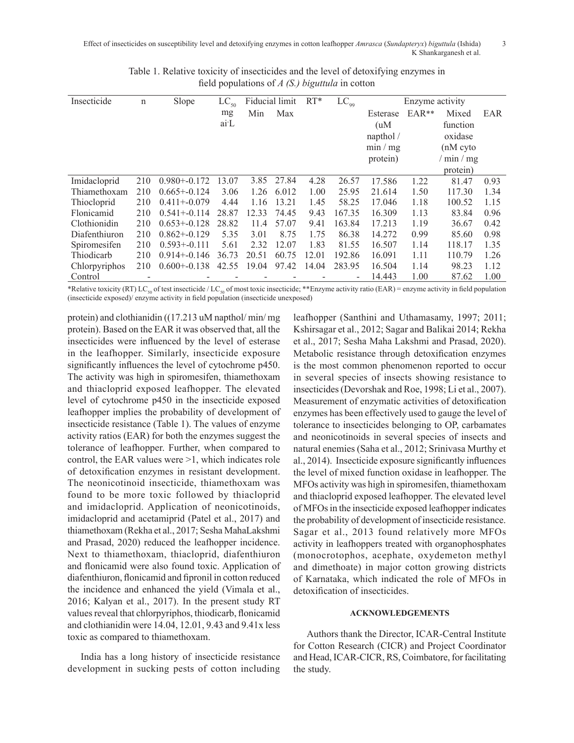Table 1. Relative toxicity of insecticides and the level of detoxifying enzymes in field populations of *A (S.) biguttula* in cotton

| Insecticide | n | Slope | $LC_{50}$ mg ai L | Fiducial limit Min | Fiducial limit Max | RT* | $LC_{99}$ | Esterase (uM napthol / min / mg protein) | EAR** | Mixed function oxidase (nM cyto / min / mg protein) | EAR |
|---|---|---|---|---|---|---|---|---|---|---|---|
| Imidacloprid | 210 | 0.980+-0.172 | 13.07 | 3.85 | 27.84 | 4.28 | 26.57 | 17.586 | 1.22 | 81.47 | 0.93 |
| Thiamethoxam | 210 | 0.665+-0.124 | 3.06 | 1.26 | 6.012 | 1.00 | 25.95 | 21.614 | 1.50 | 117.30 | 1.34 |
| Thiocloprid | 210 | 0.411+-0.079 | 4.44 | 1.16 | 13.21 | 1.45 | 58.25 | 17.046 | 1.18 | 100.52 | 1.15 |
| Flonicamid | 210 | 0.541+-0.114 | 28.87 | 12.33 | 74.45 | 9.43 | 167.35 | 16.309 | 1.13 | 83.84 | 0.96 |
| Clothionidin | 210 | 0.653+-0.128 | 28.82 | 11.4 | 57.07 | 9.41 | 163.84 | 17.213 | 1.19 | 36.67 | 0.42 |
| Diafenthiuron | 210 | 0.862+-0.129 | 5.35 | 3.01 | 8.75 | 1.75 | 86.38 | 14.272 | 0.99 | 85.60 | 0.98 |
| Spiromesifen | 210 | 0.593+-0.111 | 5.61 | 2.32 | 12.07 | 1.83 | 81.55 | 16.507 | 1.14 | 118.17 | 1.35 |
| Thiodicarb | 210 | 0.914+-0.146 | 36.73 | 20.51 | 60.75 | 12.01 | 192.86 | 16.091 | 1.11 | 110.79 | 1.26 |
| Chlorpyriphos | 210 | 0.600+-0.138 | 42.55 | 19.04 | 97.42 | 14.04 | 283.95 | 16.504 | 1.14 | 98.23 | 1.12 |
| Control | - | - | - | - | - | - | - | 14.443 | 1.00 | 87.62 | 1.00 |

*Relative toxicity (RT) $LC_{50}$ of test insecticide / $LC_{50}$ of most toxic insecticide; **Enzyme activity ratio (EAR) = enzyme activity in field population (insecticide exposed)/ enzyme activity in field population (insecticide unexposed)

protein) and clothianidin ((17.213 uM napthol/ min/ mg protein). Based on the EAR it was observed that, all the insecticides were influenced by the level of esterase in the leafhopper. Similarly, insecticide exposure significantly influences the level of cytochrome p450. The activity was high in spiromesifen, thiamethoxam and thiacloprid exposed leafhopper. The elevated level of cytochrome p450 in the insecticide exposed leafhopper implies the probability of development of insecticide resistance (Table 1). The values of enzyme activity ratios (EAR) for both the enzymes suggest the tolerance of leafhopper. Further, when compared to control, the EAR values were >1, which indicates role of detoxification enzymes in resistant development. The neonicotinoid insecticide, thiamethoxam was found to be more toxic followed by thiacloprid and imidacloprid. Application of neonicotinoids, imidacloprid and acetamiprid (Patel et al., 2017) and thiamethoxam (Rekha et al., 2017; Sesha MahaLakshmi and Prasad, 2020) reduced the leafhopper incidence. Next to thiamethoxam, thiacloprid, diafenthiuron and flonicamid were also found toxic. Application of diafenthiuron, flonicamid and fipronil in cotton reduced the incidence and enhanced the yield (Vimala et al., 2016; Kalyan et al., 2017). In the present study RT values reveal that chlorpyriphos, thiodicarb, flonicamid and clothianidin were 14.04, 12.01, 9.43 and 9.41x less toxic as compared to thiamethoxam.

India has a long history of insecticide resistance development in sucking pests of cotton including leafhopper (Santhini and Uthamasamy, 1997; 2011; Kshirsagar et al., 2012; Sagar and Balikai 2014; Rekha et al., 2017; Sesha Maha Lakshmi and Prasad, 2020). Metabolic resistance through detoxification enzymes is the most common phenomenon reported to occur in several species of insects showing resistance to insecticides (Devorshak and Roe, 1998; Li et al., 2007). Measurement of enzymatic activities of detoxification enzymes has been effectively used to gauge the level of tolerance to insecticides belonging to OP, carbamates and neonicotinoids in several species of insects and natural enemies (Saha et al., 2012; Srinivasa Murthy et al., 2014). Insecticide exposure significantly influences the level of mixed function oxidase in leafhopper. The MFOs activity was high in spiromesifen, thiamethoxam and thiacloprid exposed leafhopper. The elevated level of MFOs in the insecticide exposed leafhopper indicates the probability of development of insecticide resistance. Sagar et al., 2013 found relatively more MFOs activity in leafhoppers treated with organophosphates (monocrotophos, acephate, oxydemeton methyl and dimethoate) in major cotton growing districts of Karnataka, which indicated the role of MFOs in detoxification of insecticides.

## ACKNOWLEDGEMENTS

Authors thank the Director, ICAR-Central Institute for Cotton Research (CICR) and Project Coordinator and Head, ICAR-CICR, RS, Coimbatore, for facilitating the study.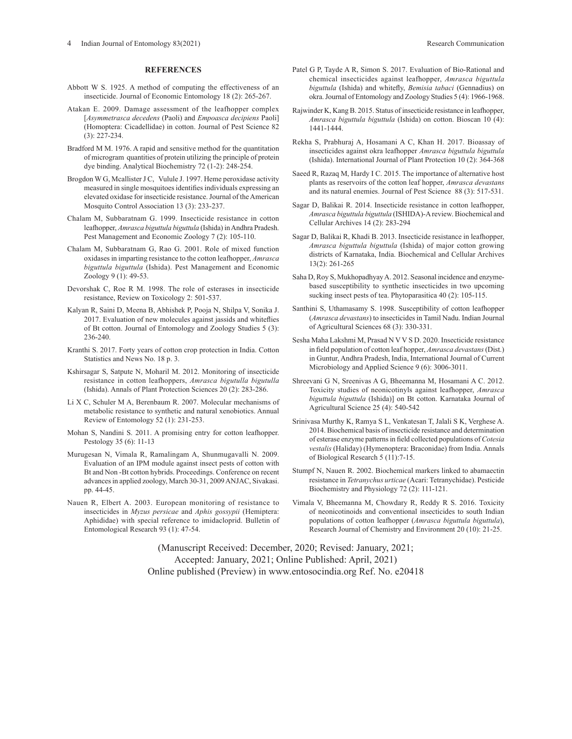## REFERENCES

Abbott W S. 1925. A method of computing the effectiveness of an insecticide. Journal of Economic Entomology 18 (2): 265-267.

Atakan E. 2009. Damage assessment of the leafhopper complex [*Asymmetrasca decedens* (Paoli) and *Empoasca decipiens* Paoli] (Homoptera: Cicadellidae) in cotton. Journal of Pest Science 82 (3): 227-234.

Bradford M M. 1976. A rapid and sensitive method for the quantitation of microgram quantities of protein utilizing the principle of protein dye binding. Analytical Biochemistry 72 (1-2): 248-254.

Brogdon W G, Mcallister J C, Vulule J. 1997. Heme peroxidase activity measured in single mosquitoes identifies individuals expressing an elevated oxidase for insecticide resistance. Journal of the American Mosquito Control Association 13 (3): 233-237.

Chalam M, Subbaratnam G. 1999. Insecticide resistance in cotton leafhopper, *Amrasca biguttula biguttula* (Ishida) in Andhra Pradesh. Pest Management and Economic Zoology 7 (2): 105-110.

Chalam M, Subbaratnam G, Rao G. 2001. Role of mixed function oxidases in imparting resistance to the cotton leafhopper, *Amrasca biguttula biguttula* (Ishida). Pest Management and Economic Zoology 9 (1): 49-53.

Devorshak C, Roe R M. 1998. The role of esterases in insecticide resistance, Review on Toxicology 2: 501-537.

Kalyan R, Saini D, Meena B, Abhishek P, Pooja N, Shilpa V, Sonika J. 2017. Evaluation of new molecules against jassids and whiteflies of Bt cotton. Journal of Entomology and Zoology Studies 5 (3): 236-240.

Kranthi S. 2017. Forty years of cotton crop protection in India. Cotton Statistics and News No. 18 p. 3.

Kshirsagar S, Satpute N, Moharil M. 2012. Monitoring of insecticide resistance in cotton leafhoppers, *Amrasca bigutulla bigutulla* (Ishida). Annals of Plant Protection Sciences 20 (2): 283-286.

Li X C, Schuler M A, Berenbaum R. 2007. Molecular mechanisms of metabolic resistance to synthetic and natural xenobiotics. Annual Review of Entomology 52 (1): 231-253.

Mohan S, Nandini S. 2011. A promising entry for cotton leafhopper. Pestology 35 (6): 11-13

Murugesan N, Vimala R, Ramalingam A, Shunmugavalli N. 2009. Evaluation of an IPM module against insect pests of cotton with Bt and Non -Bt cotton hybrids. Proceedings. Conference on recent advances in applied zoology, March 30-31, 2009 ANJAC, Sivakasi. pp. 44-45.

Nauen R, Elbert A. 2003. European monitoring of resistance to insecticides in *Myzus persicae* and *Aphis gossypii* (Hemiptera: Aphididae) with special reference to imidacloprid. Bulletin of Entomological Research 93 (1): 47-54.

Patel G P, Tayde A R, Simon S. 2017. Evaluation of Bio-Rational and chemical insecticides against leafhopper, *Amrasca biguttula biguttula* (Ishida) and whitefly, *Bemisia tabaci* (Gennadius) on okra. Journal of Entomology and Zoology Studies 5 (4): 1966-1968.

Rajwinder K, Kang B. 2015. Status of insecticide resistance in leafhopper, *Amrasca biguttula biguttula* (Ishida) on cotton. Bioscan 10 (4): 1441-1444.

Rekha S, Prabhuraj A, Hosamani A C, Khan H. 2017. Bioassay of insecticides against okra leafhopper *Amrasca biguttula biguttula* (Ishida). International Journal of Plant Protection 10 (2): 364-368

Saeed R, Razaq M, Hardy I C. 2015. The importance of alternative host plants as reservoirs of the cotton leaf hopper, *Amrasca devastans* and its natural enemies. Journal of Pest Science 88 (3): 517-531.

Sagar D, Balikai R. 2014. Insecticide resistance in cotton leafhopper, *Amrasca biguttula biguttula* (ISHIDA)-A review. Biochemical and Cellular Archives 14 (2): 283-294

Sagar D, Balikai R, Khadi B. 2013. Insecticide resistance in leafhopper, *Amrasca biguttula biguttula* (Ishida) of major cotton growing districts of Karnataka, India. Biochemical and Cellular Archives 13(2): 261-265

Saha D, Roy S, Mukhopadhyay A. 2012. Seasonal incidence and enzyme-based susceptibility to synthetic insecticides in two upcoming sucking insect pests of tea. Phytoparasitica 40 (2): 105-115.

Santhini S, Uthamasamy S. 1998. Susceptibility of cotton leafhopper (*Amrasca devastans*) to insecticides in Tamil Nadu. Indian Journal of Agricultural Sciences 68 (3): 330-331.

Sesha Maha Lakshmi M, Prasad N V V S D. 2020. Insecticide resistance in field population of cotton leaf hopper, *Amrasca devastans* (Dist.) in Guntur, Andhra Pradesh, India, International Journal of Current Microbiology and Applied Science 9 (6): 3006-3011.

Shreevani G N, Sreenivas A G, Bheemanna M, Hosamani A C. 2012. Toxicity studies of neonicotinyls against leafhopper, *Amrasca biguttula biguttula* (Ishida)] on Bt cotton. Karnataka Journal of Agricultural Science 25 (4): 540-542

Srinivasa Murthy K, Ramya S L, Venkatesan T, Jalali S K, Verghese A. 2014. Biochemical basis of insecticide resistance and determination of esterase enzyme patterns in field collected populations of *Cotesia vestalis* (Haliday) (Hymenoptera: Braconidae) from India. Annals of Biological Research 5 (11):7-15.

Stumpf N, Nauen R. 2002. Biochemical markers linked to abamaectin resistance in *Tetranychus urticae* (Acari: Tetranychidae). Pesticide Biochemistry and Physiology 72 (2): 111-121.

Vimala V, Bheemanna M, Chowdary R, Reddy R S. 2016. Toxicity of neonicotinoids and conventional insecticides to south Indian populations of cotton leafhopper (*Amrasca biguttula biguttula*), Research Journal of Chemistry and Environment 20 (10): 21-25.

(Manuscript Received: December, 2020; Revised: January, 2021; Accepted: January, 2021; Online Published: April, 2021)
Online published (Preview) in www.entosocindia.org Ref. No. e20418